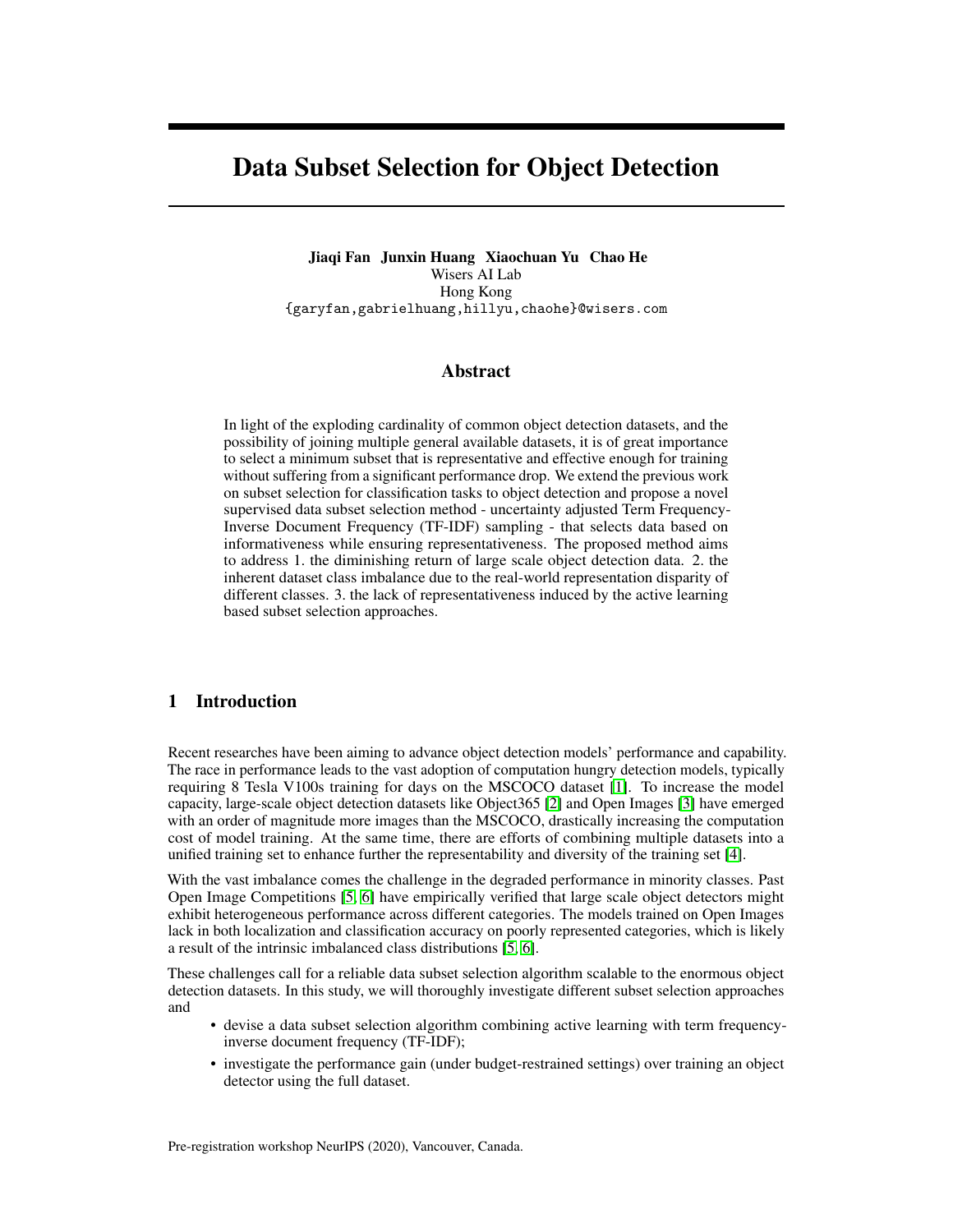# Data Subset Selection for Object Detection

**Jiaqi Fan Junxin Huang Xiaochuan Yu Chao He**
Wisers AI Lab
Hong Kong
{garyfan,gabrielhuang,hillyu,chaohe}@wisers.com

## Abstract

In light of the exploding cardinality of common object detection datasets, and the possibility of joining multiple general available datasets, it is of great importance to select a minimum subset that is representative and effective enough for training without suffering from a significant performance drop. We extend the previous work on subset selection for classification tasks to object detection and propose a novel supervised data subset selection method - uncertainty adjusted Term Frequency-Inverse Document Frequency (TF-IDF) sampling - that selects data based on informativeness while ensuring representativeness. The proposed method aims to address 1. the diminishing return of large scale object detection data. 2. the inherent dataset class imbalance due to the real-world representation disparity of different classes. 3. the lack of representativeness induced by the active learning based subset selection approaches.

## 1 Introduction

Recent researches have been aiming to advance object detection models' performance and capability. The race in performance leads to the vast adoption of computation hungry detection models, typically requiring 8 Tesla V100s training for days on the MSCOCO dataset [1]. To increase the model capacity, large-scale object detection datasets like Object365 [2] and Open Images [3] have emerged with an order of magnitude more images than the MSCOCO, drastically increasing the computation cost of model training. At the same time, there are efforts of combining multiple datasets into a unified training set to enhance further the representability and diversity of the training set [4].

With the vast imbalance comes the challenge in the degraded performance in minority classes. Past Open Image Competitions [5, 6] have empirically verified that large scale object detectors might exhibit heterogeneous performance across different categories. The models trained on Open Images lack in both localization and classification accuracy on poorly represented categories, which is likely a result of the intrinsic imbalanced class distributions [5, 6].

These challenges call for a reliable data subset selection algorithm scalable to the enormous object detection datasets. In this study, we will thoroughly investigate different subset selection approaches and

- devise a data subset selection algorithm combining active learning with term frequency-inverse document frequency (TF-IDF);
- investigate the performance gain (under budget-restrained settings) over training an object detector using the full dataset.

Pre-registration workshop NeurIPS (2020), Vancouver, Canada.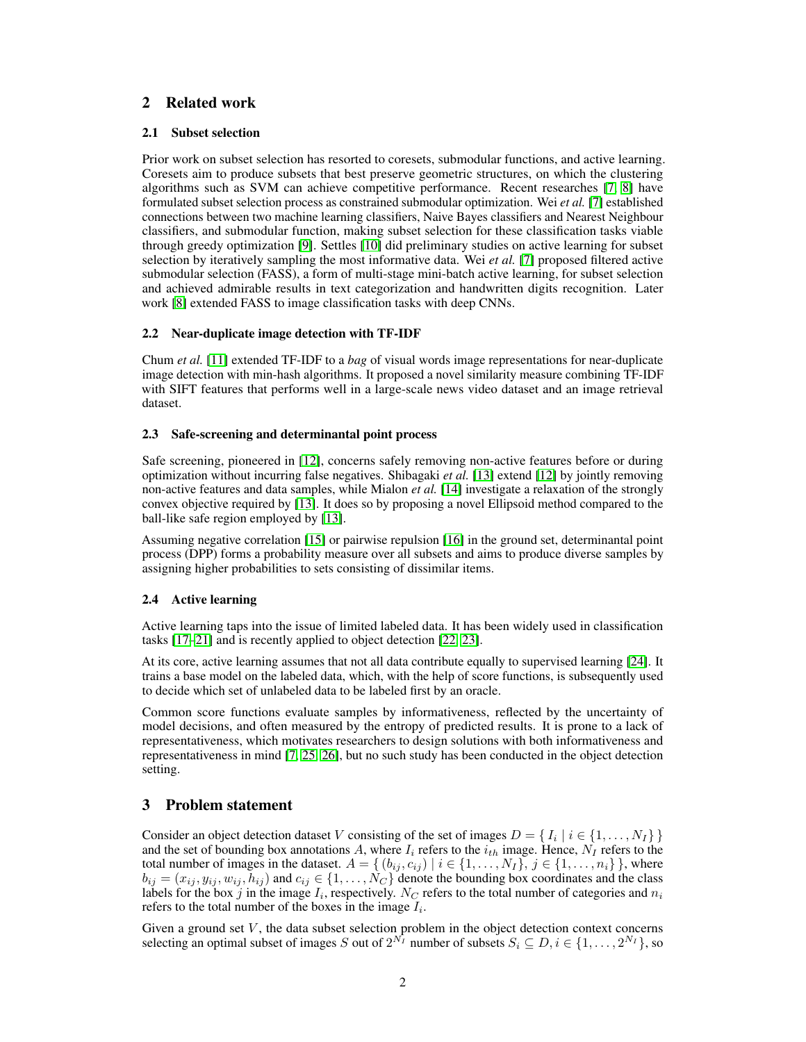## 2 Related work

### 2.1 Subset selection

Prior work on subset selection has resorted to coresets, submodular functions, and active learning. Coresets aim to produce subsets that best preserve geometric structures, on which the clustering algorithms such as SVM can achieve competitive performance. Recent researches [7, 8] have formulated subset selection process as constrained submodular optimization. Wei *et al.* [7] established connections between two machine learning classifiers, Naive Bayes classifiers and Nearest Neighbour classifiers, and submodular function, making subset selection for these classification tasks viable through greedy optimization [9]. Settles [10] did preliminary studies on active learning for subset selection by iteratively sampling the most informative data. Wei *et al.* [7] proposed filtered active submodular selection (FASS), a form of multi-stage mini-batch active learning, for subset selection and achieved admirable results in text categorization and handwritten digits recognition. Later work [8] extended FASS to image classification tasks with deep CNNs.

### 2.2 Near-duplicate image detection with TF-IDF

Chum *et al.* [11] extended TF-IDF to a *bag* of visual words image representations for near-duplicate image detection with min-hash algorithms. It proposed a novel similarity measure combining TF-IDF with SIFT features that performs well in a large-scale news video dataset and an image retrieval dataset.

### 2.3 Safe-screening and determinantal point process

Safe screening, pioneered in [12], concerns safely removing non-active features before or during optimization without incurring false negatives. Shibagaki *et al.* [13] extend [12] by jointly removing non-active features and data samples, while Mialon *et al.* [14] investigate a relaxation of the strongly convex objective required by [13]. It does so by proposing a novel Ellipsoid method compared to the ball-like safe region employed by [13].

Assuming negative correlation [15] or pairwise repulsion [16] in the ground set, determinantal point process (DPP) forms a probability measure over all subsets and aims to produce diverse samples by assigning higher probabilities to sets consisting of dissimilar items.

### 2.4 Active learning

Active learning taps into the issue of limited labeled data. It has been widely used in classification tasks [17–21] and is recently applied to object detection [22, 23].

At its core, active learning assumes that not all data contribute equally to supervised learning [24]. It trains a base model on the labeled data, which, with the help of score functions, is subsequently used to decide which set of unlabeled data to be labeled first by an oracle.

Common score functions evaluate samples by informativeness, reflected by the uncertainty of model decisions, and often measured by the entropy of predicted results. It is prone to a lack of representativeness, which motivates researchers to design solutions with both informativeness and representativeness in mind [7, 25, 26], but no such study has been conducted in the object detection setting.

## 3 Problem statement

Consider an object detection dataset $V$ consisting of the set of images $D = \{ I_i \mid i \in \{1, \ldots, N_I\} \}$ and the set of bounding box annotations $A$, where $I_i$ refers to the $i_{th}$ image. Hence, $N_I$ refers to the total number of images in the dataset. $A = \{ (b_{ij}, c_{ij}) \mid i \in \{1, \ldots, N_I\}, j \in \{1, \ldots, n_i\} \}$, where $b_{ij} = (x_{ij}, y_{ij}, w_{ij}, h_{ij})$ and $c_{ij} \in \{1, \ldots, N_C\}$ denote the bounding box coordinates and the class labels for the box $j$ in the image $I_i$, respectively. $N_C$ refers to the total number of categories and $n_i$ refers to the total number of the boxes in the image $I_i$.

Given a ground set $V$, the data subset selection problem in the object detection context concerns selecting an optimal subset of images $S$ out of $2^{N_I}$ number of subsets $S_i \subseteq D, i \in \{1, \ldots, 2^{N_I}\}$, so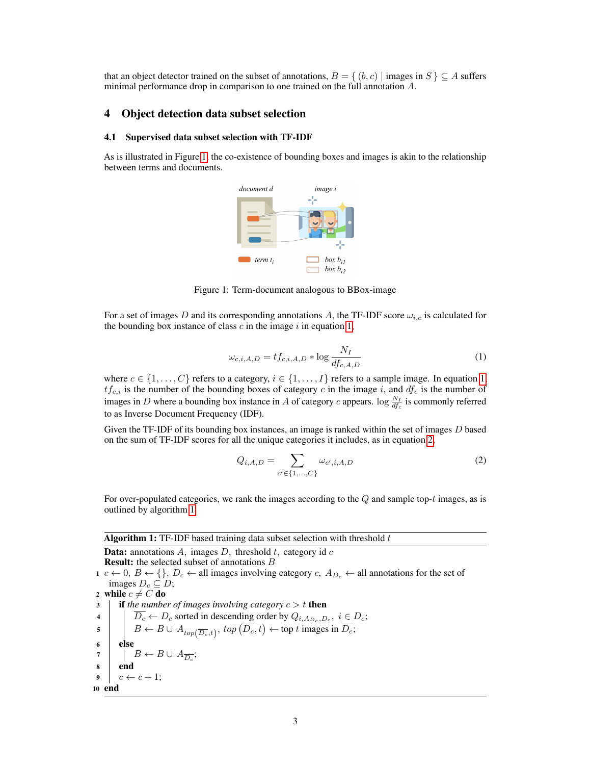that an object detector trained on the subset of annotations, $B = \{ (b, c) \mid \text{images in } S \} \subseteq A$ suffers minimal performance drop in comparison to one trained on the full annotation $A$.

## 4 Object detection data subset selection

### 4.1 Supervised data subset selection with TF-IDF

As is illustrated in Figure 1, the co-existence of bounding boxes and images is akin to the relationship between terms and documents.

Figure 1: Term-document analogous to BBox-image

For a set of images $D$ and its corresponding annotations $A$, the TF-IDF score $\omega_{i,c}$ is calculated for the bounding box instance of class $c$ in the image $i$ in equation 1.

$$\omega_{c,i,A,D} = tf_{c,i,A,D} * \log \frac{N_I}{df_{c,A,D}} \tag{1}$$

where $c \in \{1, \ldots, C\}$ refers to a category, $i \in \{1, \ldots, I\}$ refers to a sample image. In equation 1, $tf_{c,i}$ is the number of the bounding boxes of category $c$ in the image $i$, and $df_c$ is the number of images in $D$ where a bounding box instance in $A$ of category $c$ appears. $\log \frac{N_I}{df_c}$ is commonly referred to as Inverse Document Frequency (IDF).

Given the TF-IDF of its bounding box instances, an image is ranked within the set of images $D$ based on the sum of TF-IDF scores for all the unique categories it includes, as in equation 2.

$$Q_{i,A,D} = \sum_{c' \in \{1,\ldots,C\}} \omega_{c',i,A,D} \tag{2}$$

For over-populated categories, we rank the images according to the $Q$ and sample top-$t$ images, as is outlined by algorithm 1.

**Algorithm 1:** TF-IDF based training data subset selection with threshold $t$

**Data:** annotations $A$, images $D$, threshold $t$, category id $c$
**Result:** the selected subset of annotations $B$

```
1  c ← 0, B ← {}, D_c ← all images involving category c, A_{D_c} ← all annotations for the set of
   images D_c ⊆ D;
2  while c ≠ C do
3      if the number of images involving category c > t then
4          D̄_c ← D_c sorted in descending order by Q_{i,A_{D_c},D_c}, i ∈ D_c;
5          B ← B ∪ A_{top(D̄_c,t)}, top(D̄_c, t) ← top t images in D̄_c;
6      else
7          B ← B ∪ A_{D̄_c};
8      end
9      c ← c + 1;
10 end
```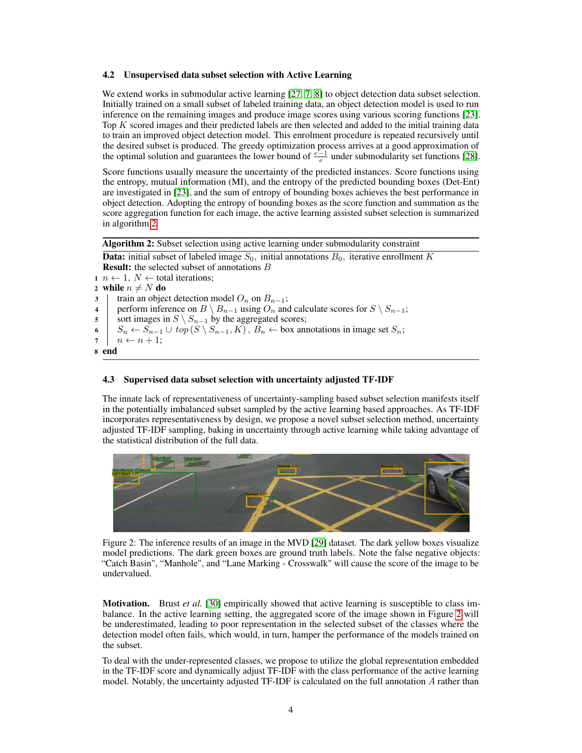### 4.2 Unsupervised data subset selection with Active Learning

We extend works in submodular active learning [27, 7, 8] to object detection data subset selection. Initially trained on a small subset of labeled training data, an object detection model is used to run inference on the remaining images and produce image scores using various scoring functions [23]. Top $K$ scored images and their predicted labels are then selected and added to the initial training data to train an improved object detection model. This enrolment procedure is repeated recursively until the desired subset is produced. The greedy optimization process arrives at a good approximation of the optimal solution and guarantees the lower bound of $\frac{e-1}{e}$ under submodularity set functions [28].

Score functions usually measure the uncertainty of the predicted instances. Score functions using the entropy, mutual information (MI), and the entropy of the predicted bounding boxes (Det-Ent) are investigated in [23], and the sum of entropy of bounding boxes achieves the best performance in object detection. Adopting the entropy of bounding boxes as the score function and summation as the score aggregation function for each image, the active learning assisted subset selection is summarized in algorithm 2.

---

**Algorithm 2:** Subset selection using active learning under submodularity constraint

---

**Data:** initial subset of labeled image $S_0$, initial annotations $B_0$, iterative enrollment $K$
**Result:** the selected subset of annotations $B$

1. $n \leftarrow 1$, $N \leftarrow$ total iterations;
2. **while** $n \neq N$ **do**
3. train an object detection model $O_n$ on $B_{n-1}$;
4. perform inference on $B \setminus B_{n-1}$ using $O_n$ and calculate scores for $S \setminus S_{n-1}$;
5. sort images in $S \setminus S_{n-1}$ by the aggregated scores;
6. $S_n \leftarrow S_{n-1} \cup top\left(S \setminus S_{n-1}, K\right)$, $B_n \leftarrow$ box annotations in image set $S_n$;
7. $n \leftarrow n + 1$;
8. **end**

---

### 4.3 Supervised data subset selection with uncertainty adjusted TF-IDF

The innate lack of representativeness of uncertainty-sampling based subset selection manifests itself in the potentially imbalanced subset sampled by the active learning based approaches. As TF-IDF incorporates representativeness by design, we propose a novel subset selection method, uncertainty adjusted TF-IDF sampling, baking in uncertainty through active learning while taking advantage of the statistical distribution of the full data.

Figure 2: The inference results of an image in the MVD [29] dataset. The dark yellow boxes visualize model predictions. The dark green boxes are ground truth labels. Note the false negative objects: "Catch Basin", "Manhole", and "Lane Marking - Crosswalk" will cause the score of the image to be undervalued.

**Motivation.** Brust *et al.* [30] empirically showed that active learning is susceptible to class imbalance. In the active learning setting, the aggregated score of the image shown in Figure 2 will be underestimated, leading to poor representation in the selected subset of the classes where the detection model often fails, which would, in turn, hamper the performance of the models trained on the subset.

To deal with the under-represented classes, we propose to utilize the global representation embedded in the TF-IDF score and dynamically adjust TF-IDF with the class performance of the active learning model. Notably, the uncertainty adjusted TF-IDF is calculated on the full annotation $A$ rather than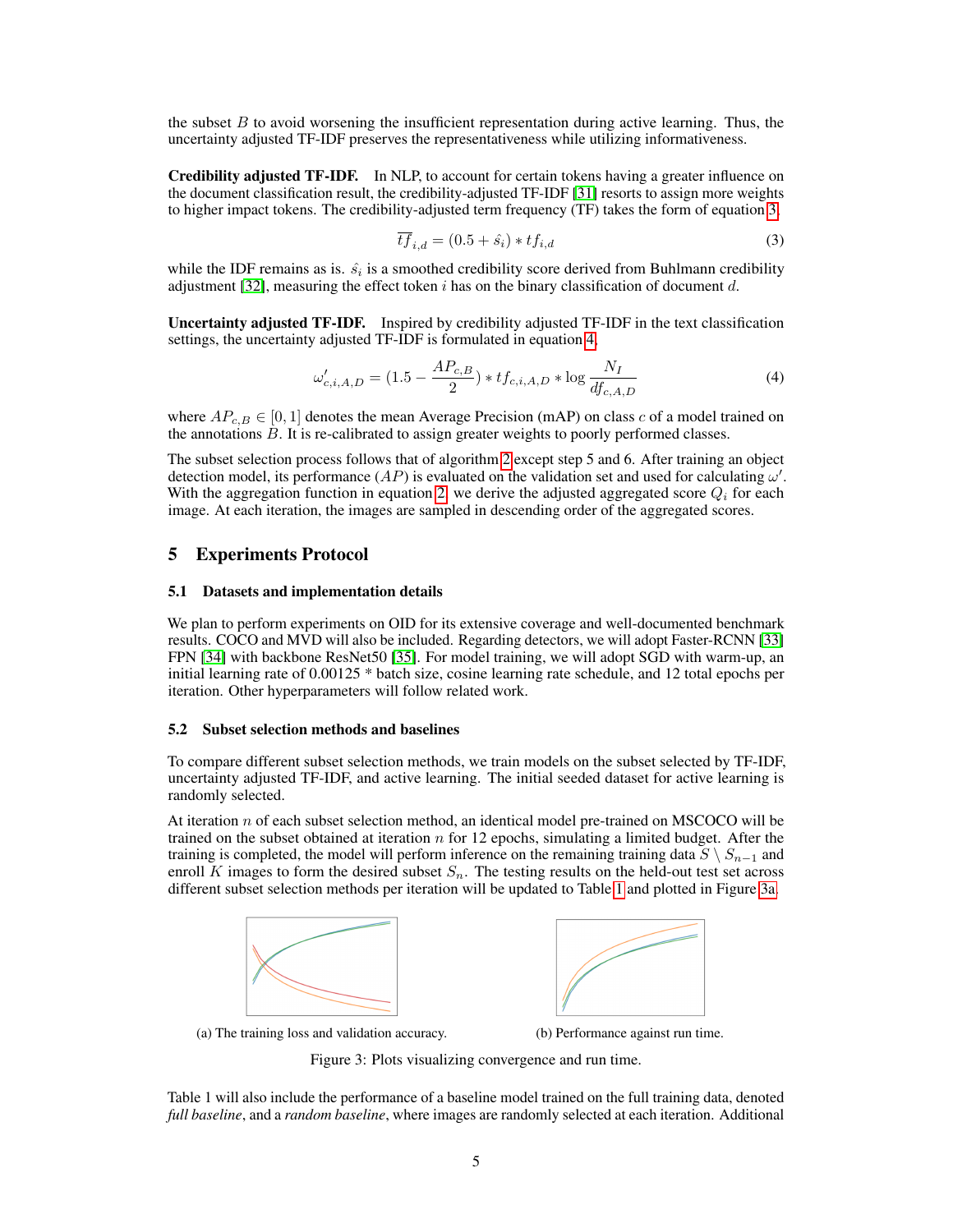the subset $B$ to avoid worsening the insufficient representation during active learning. Thus, the uncertainty adjusted TF-IDF preserves the representativeness while utilizing informativeness.

**Credibility adjusted TF-IDF.** In NLP, to account for certain tokens having a greater influence on the document classification result, the credibility-adjusted TF-IDF [31] resorts to assign more weights to higher impact tokens. The credibility-adjusted term frequency (TF) takes the form of equation 3.

$$\overline{tf}_{i,d} = (0.5 + \hat{s_i}) * tf_{i,d} \tag{3}$$

while the IDF remains as is. $\hat{s_i}$ is a smoothed credibility score derived from Buhlmann credibility adjustment [32], measuring the effect token $i$ has on the binary classification of document $d$.

**Uncertainty adjusted TF-IDF.** Inspired by credibility adjusted TF-IDF in the text classification settings, the uncertainty adjusted TF-IDF is formulated in equation 4.

$$\omega'_{c,i,A,D} = (1.5 - \frac{AP_{c,B}}{2}) * tf_{c,i,A,D} * \log \frac{N_I}{df_{c,A,D}} \tag{4}$$

where $AP_{c,B} \in [0, 1]$ denotes the mean Average Precision (mAP) on class $c$ of a model trained on the annotations $B$. It is re-calibrated to assign greater weights to poorly performed classes.

The subset selection process follows that of algorithm 2 except step 5 and 6. After training an object detection model, its performance ($AP$) is evaluated on the validation set and used for calculating $\omega'$. With the aggregation function in equation 2, we derive the adjusted aggregated score $Q_i$ for each image. At each iteration, the images are sampled in descending order of the aggregated scores.

# 5 Experiments Protocol

## 5.1 Datasets and implementation details

We plan to perform experiments on OID for its extensive coverage and well-documented benchmark results. COCO and MVD will also be included. Regarding detectors, we will adopt Faster-RCNN [33] FPN [34] with backbone ResNet50 [35]. For model training, we will adopt SGD with warm-up, an initial learning rate of 0.00125 * batch size, cosine learning rate schedule, and 12 total epochs per iteration. Other hyperparameters will follow related work.

## 5.2 Subset selection methods and baselines

To compare different subset selection methods, we train models on the subset selected by TF-IDF, uncertainty adjusted TF-IDF, and active learning. The initial seeded dataset for active learning is randomly selected.

At iteration $n$ of each subset selection method, an identical model pre-trained on MSCOCO will be trained on the subset obtained at iteration $n$ for 12 epochs, simulating a limited budget. After the training is completed, the model will perform inference on the remaining training data $S \setminus S_{n-1}$ and enroll $K$ images to form the desired subset $S_n$. The testing results on the held-out test set across different subset selection methods per iteration will be updated to Table 1 and plotted in Figure 3a.

(a) The training loss and validation accuracy.

(b) Performance against run time.

Figure 3: Plots visualizing convergence and run time.

Table 1 will also include the performance of a baseline model trained on the full training data, denoted *full baseline*, and a *random baseline*, where images are randomly selected at each iteration. Additional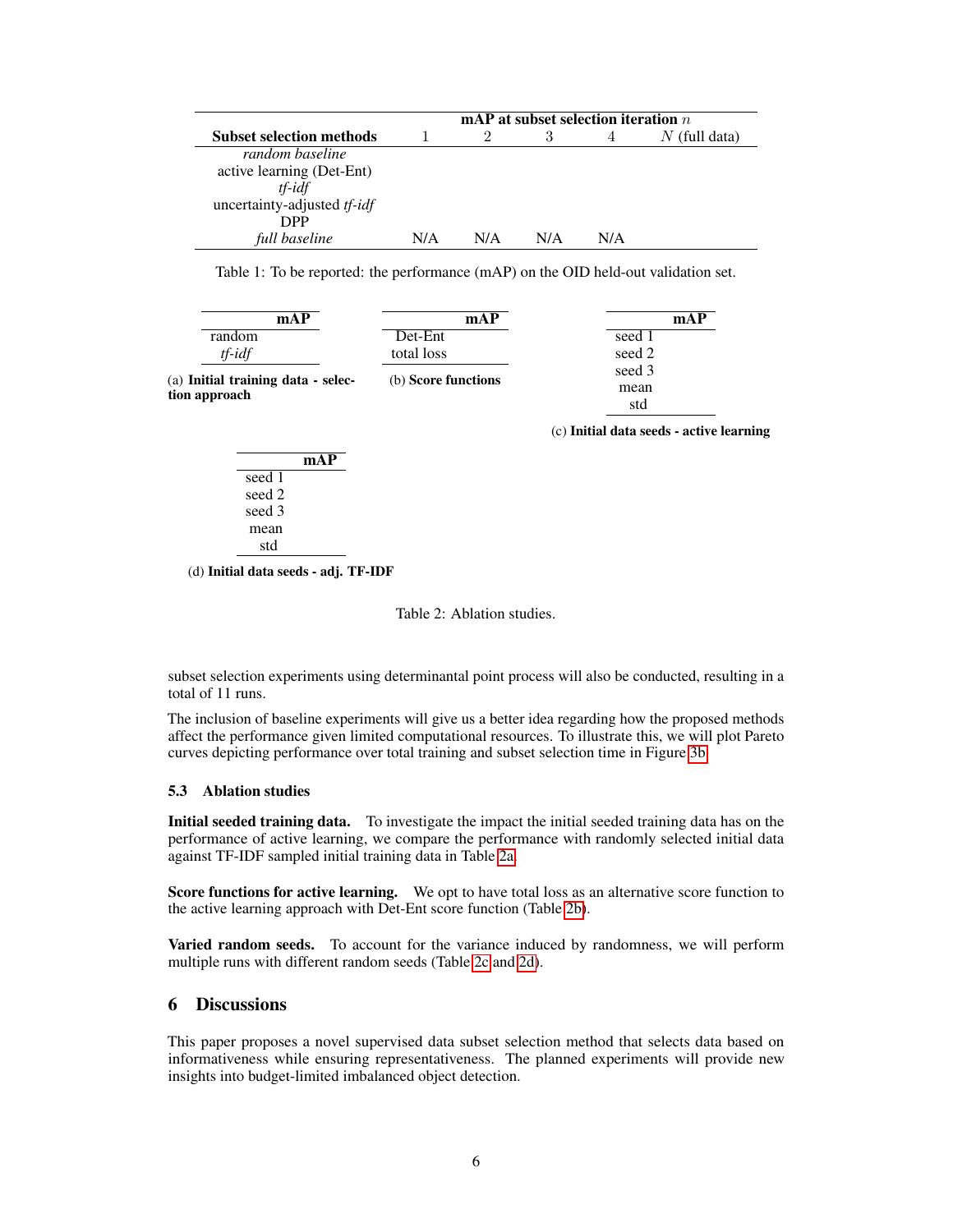| Subset selection methods | mAP at subset selection iteration $n$ | | | | |
|---|---|---|---|---|---|
| | 1 | 2 | 3 | 4 | $N$ (full data) |
| *random baseline* | | | | | |
| active learning (Det-Ent) | | | | | |
| *tf-idf* | | | | | |
| uncertainty-adjusted *tf-idf* | | | | | |
| DPP | | | | | |
| *full baseline* | N/A | N/A | N/A | N/A | |

Table 1: To be reported: the performance (mAP) on the OID held-out validation set.

| | **mAP** |
|---|---|
| random | |
| *tf-idf* | |

(a) **Initial training data - selection approach**

| | **mAP** |
|---|---|
| Det-Ent | |
| total loss | |

(b) **Score functions**

| | **mAP** |
|---|---|
| seed 1 | |
| seed 2 | |
| seed 3 | |
| mean | |
| std | |

(c) **Initial data seeds - active learning**

| | **mAP** |
|---|---|
| seed 1 | |
| seed 2 | |
| seed 3 | |
| mean | |
| std | |

(d) **Initial data seeds - adj. TF-IDF**

Table 2: Ablation studies.

subset selection experiments using determinantal point process will also be conducted, resulting in a total of 11 runs.

The inclusion of baseline experiments will give us a better idea regarding how the proposed methods affect the performance given limited computational resources. To illustrate this, we will plot Pareto curves depicting performance over total training and subset selection time in Figure 3b.

### 5.3 Ablation studies

**Initial seeded training data.** To investigate the impact the initial seeded training data has on the performance of active learning, we compare the performance with randomly selected initial data against TF-IDF sampled initial training data in Table 2a.

**Score functions for active learning.** We opt to have total loss as an alternative score function to the active learning approach with Det-Ent score function (Table 2b).

**Varied random seeds.** To account for the variance induced by randomness, we will perform multiple runs with different random seeds (Table 2c and 2d).

## 6 Discussions

This paper proposes a novel supervised data subset selection method that selects data based on informativeness while ensuring representativeness. The planned experiments will provide new insights into budget-limited imbalanced object detection.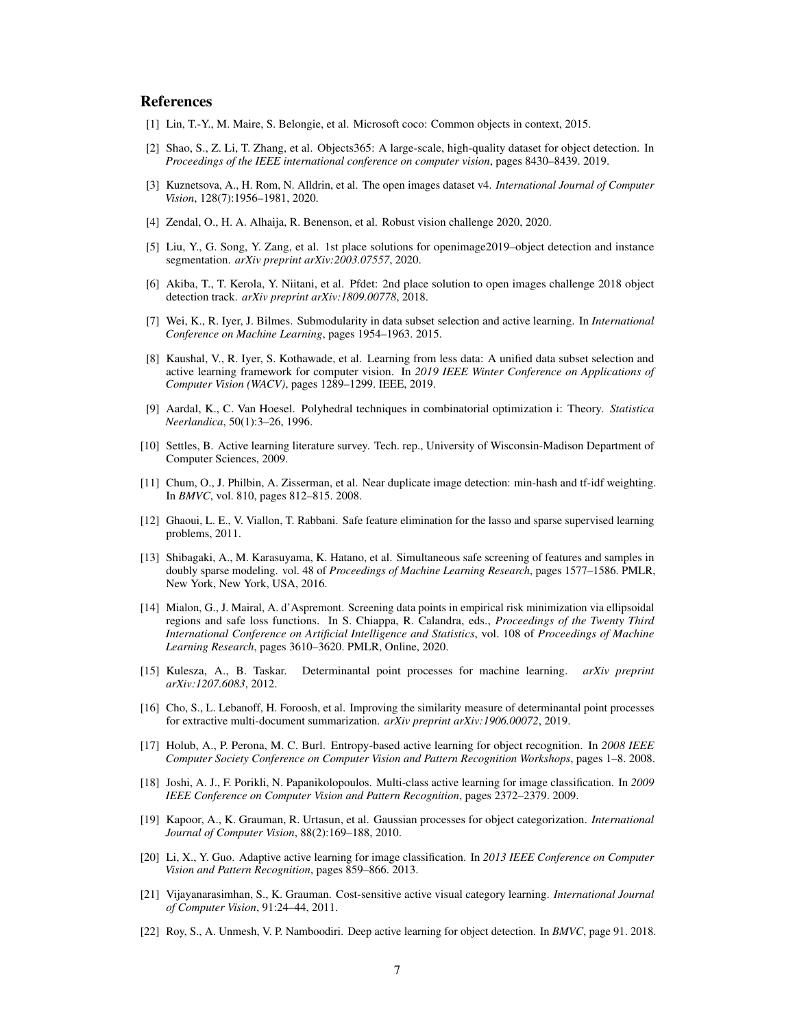## References

[1] Lin, T.-Y., M. Maire, S. Belongie, et al. Microsoft coco: Common objects in context, 2015.

[2] Shao, S., Z. Li, T. Zhang, et al. Objects365: A large-scale, high-quality dataset for object detection. In *Proceedings of the IEEE international conference on computer vision*, pages 8430–8439. 2019.

[3] Kuznetsova, A., H. Rom, N. Alldrin, et al. The open images dataset v4. *International Journal of Computer Vision*, 128(7):1956–1981, 2020.

[4] Zendal, O., H. A. Alhaija, R. Benenson, et al. Robust vision challenge 2020, 2020.

[5] Liu, Y., G. Song, Y. Zang, et al. 1st place solutions for openimage2019–object detection and instance segmentation. *arXiv preprint arXiv:2003.07557*, 2020.

[6] Akiba, T., T. Kerola, Y. Niitani, et al. Pfdet: 2nd place solution to open images challenge 2018 object detection track. *arXiv preprint arXiv:1809.00778*, 2018.

[7] Wei, K., R. Iyer, J. Bilmes. Submodularity in data subset selection and active learning. In *International Conference on Machine Learning*, pages 1954–1963. 2015.

[8] Kaushal, V., R. Iyer, S. Kothawade, et al. Learning from less data: A unified data subset selection and active learning framework for computer vision. In *2019 IEEE Winter Conference on Applications of Computer Vision (WACV)*, pages 1289–1299. IEEE, 2019.

[9] Aardal, K., C. Van Hoesel. Polyhedral techniques in combinatorial optimization i: Theory. *Statistica Neerlandica*, 50(1):3–26, 1996.

[10] Settles, B. Active learning literature survey. Tech. rep., University of Wisconsin-Madison Department of Computer Sciences, 2009.

[11] Chum, O., J. Philbin, A. Zisserman, et al. Near duplicate image detection: min-hash and tf-idf weighting. In *BMVC*, vol. 810, pages 812–815. 2008.

[12] Ghaoui, L. E., V. Viallon, T. Rabbani. Safe feature elimination for the lasso and sparse supervised learning problems, 2011.

[13] Shibagaki, A., M. Karasuyama, K. Hatano, et al. Simultaneous safe screening of features and samples in doubly sparse modeling. vol. 48 of *Proceedings of Machine Learning Research*, pages 1577–1586. PMLR, New York, New York, USA, 2016.

[14] Mialon, G., J. Mairal, A. d'Aspremont. Screening data points in empirical risk minimization via ellipsoidal regions and safe loss functions. In S. Chiappa, R. Calandra, eds., *Proceedings of the Twenty Third International Conference on Artificial Intelligence and Statistics*, vol. 108 of *Proceedings of Machine Learning Research*, pages 3610–3620. PMLR, Online, 2020.

[15] Kulesza, A., B. Taskar. Determinantal point processes for machine learning. *arXiv preprint arXiv:1207.6083*, 2012.

[16] Cho, S., L. Lebanoff, H. Foroosh, et al. Improving the similarity measure of determinantal point processes for extractive multi-document summarization. *arXiv preprint arXiv:1906.00072*, 2019.

[17] Holub, A., P. Perona, M. C. Burl. Entropy-based active learning for object recognition. In *2008 IEEE Computer Society Conference on Computer Vision and Pattern Recognition Workshops*, pages 1–8. 2008.

[18] Joshi, A. J., F. Porikli, N. Papanikolopoulos. Multi-class active learning for image classification. In *2009 IEEE Conference on Computer Vision and Pattern Recognition*, pages 2372–2379. 2009.

[19] Kapoor, A., K. Grauman, R. Urtasun, et al. Gaussian processes for object categorization. *International Journal of Computer Vision*, 88(2):169–188, 2010.

[20] Li, X., Y. Guo. Adaptive active learning for image classification. In *2013 IEEE Conference on Computer Vision and Pattern Recognition*, pages 859–866. 2013.

[21] Vijayanarasimhan, S., K. Grauman. Cost-sensitive active visual category learning. *International Journal of Computer Vision*, 91:24–44, 2011.

[22] Roy, S., A. Unmesh, V. P. Namboodiri. Deep active learning for object detection. In *BMVC*, page 91. 2018.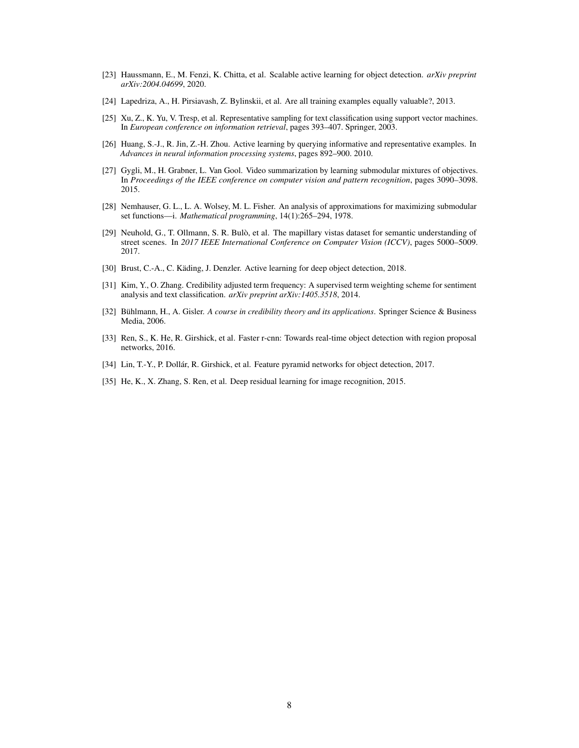[23] Haussmann, E., M. Fenzi, K. Chitta, et al. Scalable active learning for object detection. *arXiv preprint arXiv:2004.04699*, 2020.

[24] Lapedriza, A., H. Pirsiavash, Z. Bylinskii, et al. Are all training examples equally valuable?, 2013.

[25] Xu, Z., K. Yu, V. Tresp, et al. Representative sampling for text classification using support vector machines. In *European conference on information retrieval*, pages 393–407. Springer, 2003.

[26] Huang, S.-J., R. Jin, Z.-H. Zhou. Active learning by querying informative and representative examples. In *Advances in neural information processing systems*, pages 892–900. 2010.

[27] Gygli, M., H. Grabner, L. Van Gool. Video summarization by learning submodular mixtures of objectives. In *Proceedings of the IEEE conference on computer vision and pattern recognition*, pages 3090–3098. 2015.

[28] Nemhauser, G. L., L. A. Wolsey, M. L. Fisher. An analysis of approximations for maximizing submodular set functions—i. *Mathematical programming*, 14(1):265–294, 1978.

[29] Neuhold, G., T. Ollmann, S. R. Bulò, et al. The mapillary vistas dataset for semantic understanding of street scenes. In *2017 IEEE International Conference on Computer Vision (ICCV)*, pages 5000–5009. 2017.

[30] Brust, C.-A., C. Käding, J. Denzler. Active learning for deep object detection, 2018.

[31] Kim, Y., O. Zhang. Credibility adjusted term frequency: A supervised term weighting scheme for sentiment analysis and text classification. *arXiv preprint arXiv:1405.3518*, 2014.

[32] Bühlmann, H., A. Gisler. *A course in credibility theory and its applications*. Springer Science & Business Media, 2006.

[33] Ren, S., K. He, R. Girshick, et al. Faster r-cnn: Towards real-time object detection with region proposal networks, 2016.

[34] Lin, T.-Y., P. Dollár, R. Girshick, et al. Feature pyramid networks for object detection, 2017.

[35] He, K., X. Zhang, S. Ren, et al. Deep residual learning for image recognition, 2015.